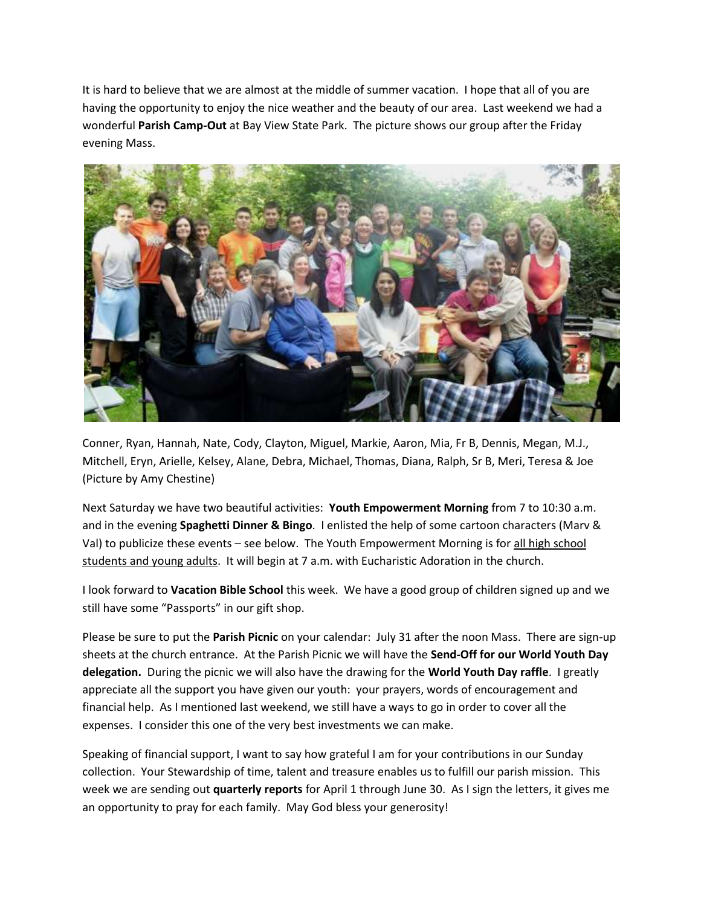It is hard to believe that we are almost at the middle of summer vacation. I hope that all of you are having the opportunity to enjoy the nice weather and the beauty of our area. Last weekend we had a wonderful **Parish Camp-Out** at Bay View State Park. The picture shows our group after the Friday evening Mass.

Conner, Ryan, Hannah, Nate, Cody, Clayton, Miguel, Markie, Aaron, Mia, Fr B, Dennis, Megan, M.J., Mitchell, Eryn, Arielle, Kelsey, Alane, Debra, Michael, Thomas, Diana, Ralph, Sr B, Meri, Teresa & Joe (Picture by Amy Chestine)

Next Saturday we have two beautiful activities: **Youth Empowerment Morning** from 7 to 10:30 a.m. and in the evening **Spaghetti Dinner & Bingo**. I enlisted the help of some cartoon characters (Marv & Val) to publicize these events – see below. The Youth Empowerment Morning is for all high school students and young adults. It will begin at 7 a.m. with Eucharistic Adoration in the church.

I look forward to **Vacation Bible School** this week. We have a good group of children signed up and we still have some "Passports" in our gift shop.

Please be sure to put the **Parish Picnic** on your calendar: July 31 after the noon Mass. There are sign-up sheets at the church entrance. At the Parish Picnic we will have the **Send-Off for our World Youth Day delegation.** During the picnic we will also have the drawing for the **World Youth Day raffle**. I greatly appreciate all the support you have given our youth: your prayers, words of encouragement and financial help. As I mentioned last weekend, we still have a ways to go in order to cover all the expenses. I consider this one of the very best investments we can make.

Speaking of financial support, I want to say how grateful I am for your contributions in our Sunday collection. Your Stewardship of time, talent and treasure enables us to fulfill our parish mission. This week we are sending out **quarterly reports** for April 1 through June 30. As I sign the letters, it gives me an opportunity to pray for each family. May God bless your generosity!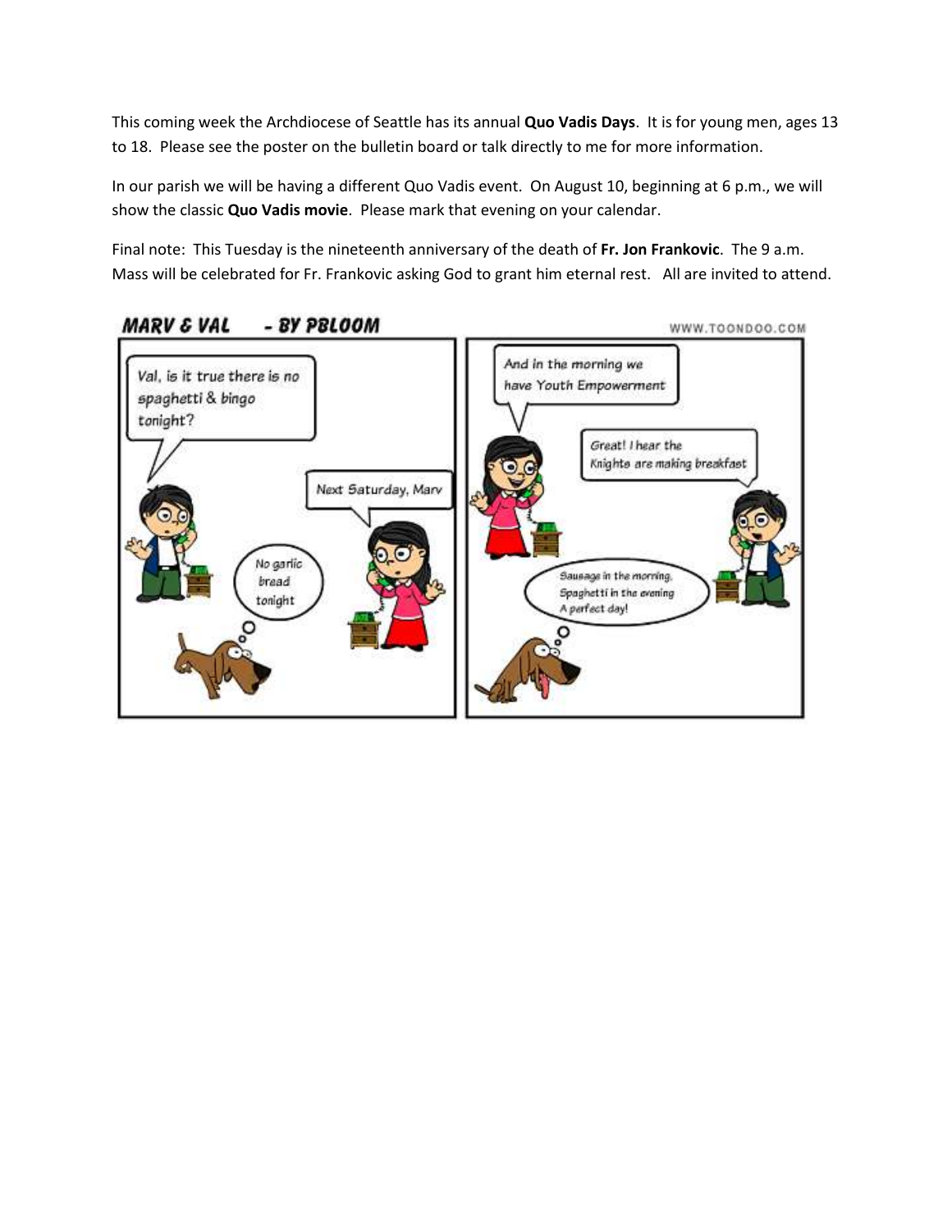This coming week the Archdiocese of Seattle has its annual **Quo Vadis Days**. It is for young men, ages 13 to 18. Please see the poster on the bulletin board or talk directly to me for more information.

In our parish we will be having a different Quo Vadis event. On August 10, beginning at 6 p.m., we will show the classic **Quo Vadis movie**. Please mark that evening on your calendar.

Final note: This Tuesday is the nineteenth anniversary of the death of **Fr. Jon Frankovic**. The 9 a.m. Mass will be celebrated for Fr. Frankovic asking God to grant him eternal rest. All are invited to attend.

**MARV & VAL - BY PBLOOM**

WWW.TOONDOO.COM

Val, is it true there is no spaghetti & bingo tonight?

Next Saturday, Marv

No garlic bread tonight

And in the morning we have Youth Empowerment

Great! I hear the Knights are making breakfast

Sausage in the morning, Spaghetti in the evening A perfect day!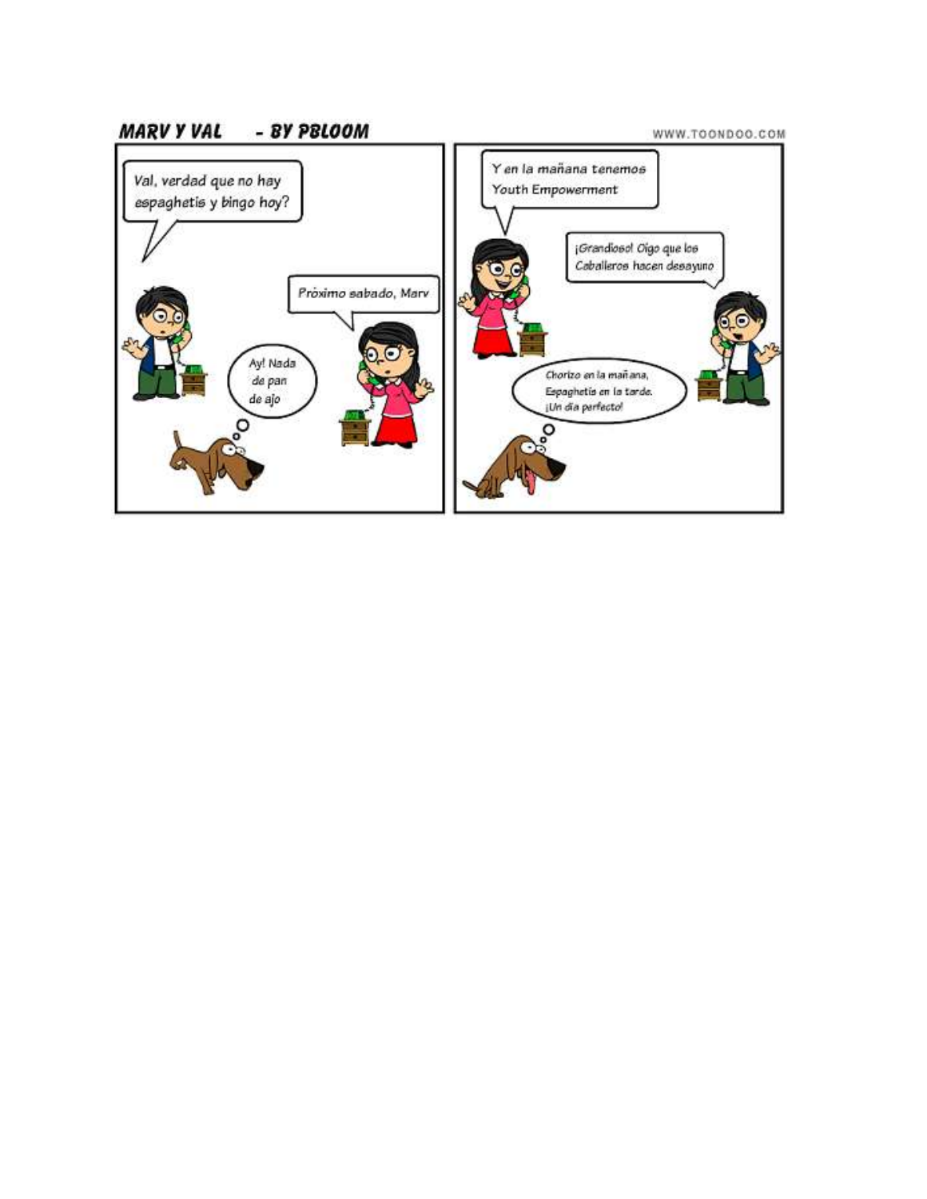MARV Y VAL - BY PBLOOM

WWW.TOONDOO.COM

Val, verdad que no hay espaghetis y bingo hoy?

Próximo sabado, Marv

Ay! Nada de pan de ajo

Y en la mañana tenemos Youth Empowerment

¡Grandioso! Oigo que los Caballeros hacen desayuno

Chorizo en la mañana, Espaghetis en la tarde. ¡Un día perfecto!